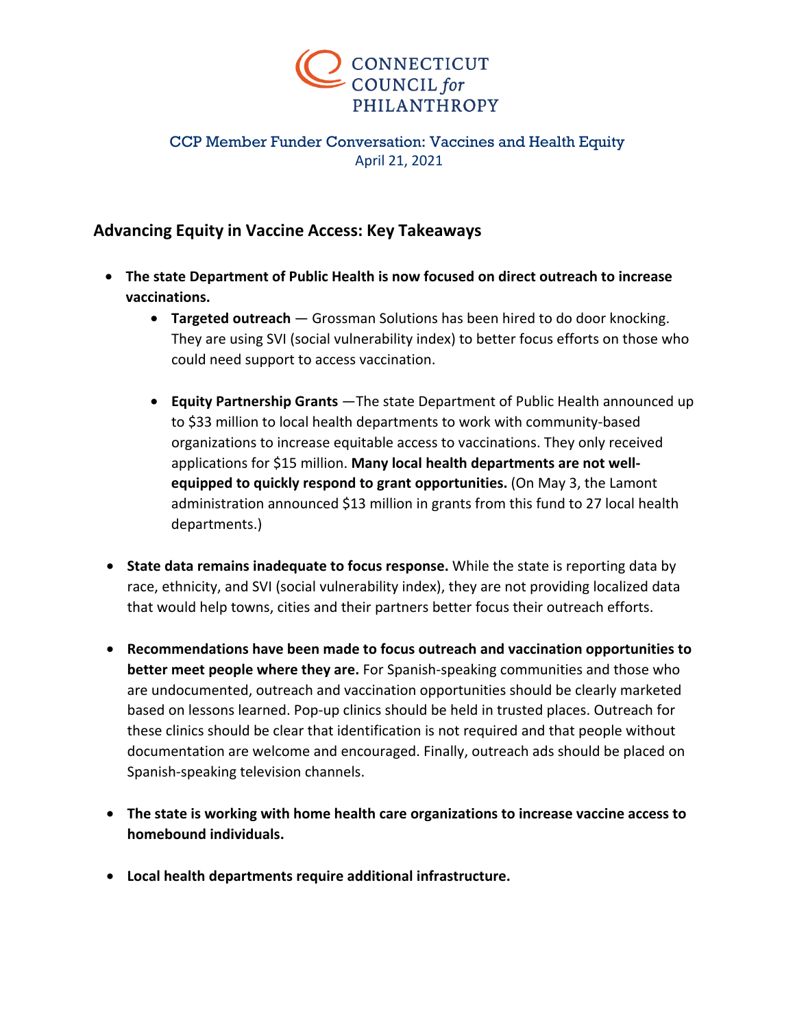CONNECTICUT COUNCIL *for* PHILANTHROPY

CCP Member Funder Conversation: Vaccines and Health Equity
April 21, 2021

## Advancing Equity in Vaccine Access: Key Takeaways

- **The state Department of Public Health is now focused on direct outreach to increase vaccinations.**
    - **Targeted outreach** — Grossman Solutions has been hired to do door knocking. They are using SVI (social vulnerability index) to better focus efforts on those who could need support to access vaccination.
    - **Equity Partnership Grants** —The state Department of Public Health announced up to $33 million to local health departments to work with community-based organizations to increase equitable access to vaccinations. They only received applications for $15 million. **Many local health departments are not well-equipped to quickly respond to grant opportunities.** (On May 3, the Lamont administration announced $13 million in grants from this fund to 27 local health departments.)
- **State data remains inadequate to focus response.** While the state is reporting data by race, ethnicity, and SVI (social vulnerability index), they are not providing localized data that would help towns, cities and their partners better focus their outreach efforts.
- **Recommendations have been made to focus outreach and vaccination opportunities to better meet people where they are.** For Spanish-speaking communities and those who are undocumented, outreach and vaccination opportunities should be clearly marketed based on lessons learned. Pop-up clinics should be held in trusted places. Outreach for these clinics should be clear that identification is not required and that people without documentation are welcome and encouraged. Finally, outreach ads should be placed on Spanish-speaking television channels.
- **The state is working with home health care organizations to increase vaccine access to homebound individuals.**
- **Local health departments require additional infrastructure.**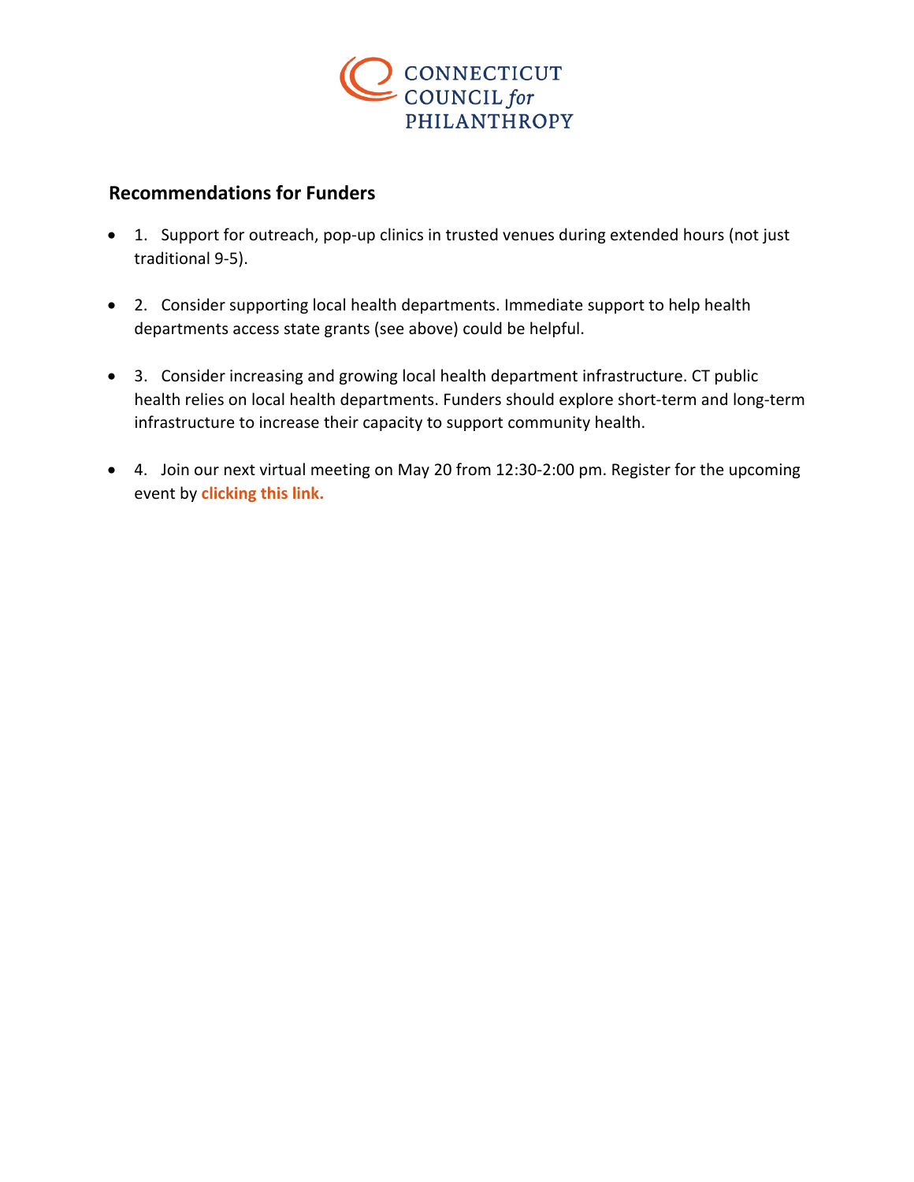CONNECTICUT COUNCIL *for* PHILANTHROPY

### Recommendations for Funders

- 1. Support for outreach, pop-up clinics in trusted venues during extended hours (not just traditional 9-5).

- 2. Consider supporting local health departments. Immediate support to help health departments access state grants (see above) could be helpful.

- 3. Consider increasing and growing local health department infrastructure. CT public health relies on local health departments. Funders should explore short-term and long-term infrastructure to increase their capacity to support community health.

- 4. Join our next virtual meeting on May 20 from 12:30-2:00 pm. Register for the upcoming event by **clicking this link.**